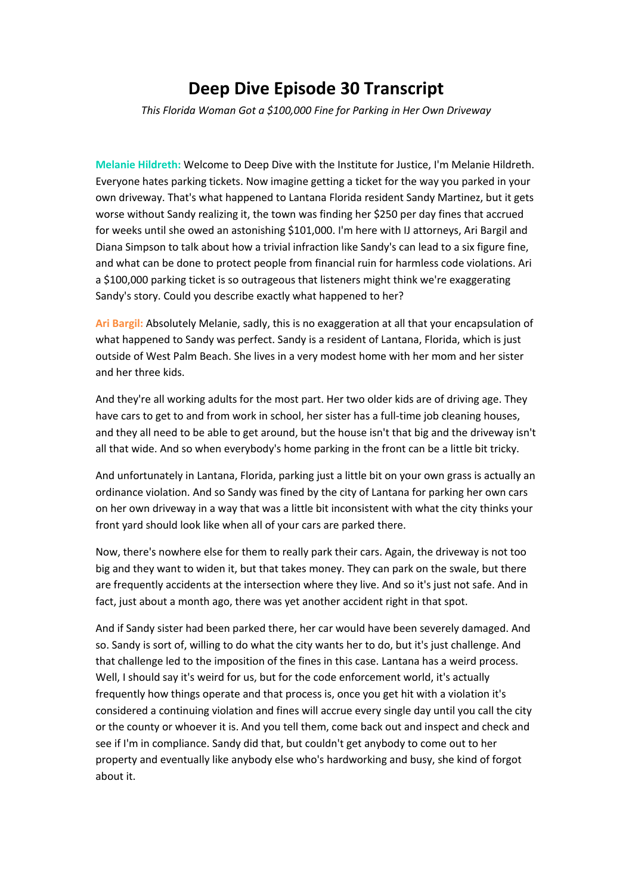# Deep Dive Episode 30 Transcript

*This Florida Woman Got a $100,000 Fine for Parking in Her Own Driveway*

**Melanie Hildreth:** Welcome to Deep Dive with the Institute for Justice, I'm Melanie Hildreth. Everyone hates parking tickets. Now imagine getting a ticket for the way you parked in your own driveway. That's what happened to Lantana Florida resident Sandy Martinez, but it gets worse without Sandy realizing it, the town was finding her $250 per day fines that accrued for weeks until she owed an astonishing $101,000. I'm here with IJ attorneys, Ari Bargil and Diana Simpson to talk about how a trivial infraction like Sandy's can lead to a six figure fine, and what can be done to protect people from financial ruin for harmless code violations. Ari a $100,000 parking ticket is so outrageous that listeners might think we're exaggerating Sandy's story. Could you describe exactly what happened to her?

**Ari Bargil:** Absolutely Melanie, sadly, this is no exaggeration at all that your encapsulation of what happened to Sandy was perfect. Sandy is a resident of Lantana, Florida, which is just outside of West Palm Beach. She lives in a very modest home with her mom and her sister and her three kids.

And they're all working adults for the most part. Her two older kids are of driving age. They have cars to get to and from work in school, her sister has a full-time job cleaning houses, and they all need to be able to get around, but the house isn't that big and the driveway isn't all that wide. And so when everybody's home parking in the front can be a little bit tricky.

And unfortunately in Lantana, Florida, parking just a little bit on your own grass is actually an ordinance violation. And so Sandy was fined by the city of Lantana for parking her own cars on her own driveway in a way that was a little bit inconsistent with what the city thinks your front yard should look like when all of your cars are parked there.

Now, there's nowhere else for them to really park their cars. Again, the driveway is not too big and they want to widen it, but that takes money. They can park on the swale, but there are frequently accidents at the intersection where they live. And so it's just not safe. And in fact, just about a month ago, there was yet another accident right in that spot.

And if Sandy sister had been parked there, her car would have been severely damaged. And so. Sandy is sort of, willing to do what the city wants her to do, but it's just challenge. And that challenge led to the imposition of the fines in this case. Lantana has a weird process. Well, I should say it's weird for us, but for the code enforcement world, it's actually frequently how things operate and that process is, once you get hit with a violation it's considered a continuing violation and fines will accrue every single day until you call the city or the county or whoever it is. And you tell them, come back out and inspect and check and see if I'm in compliance. Sandy did that, but couldn't get anybody to come out to her property and eventually like anybody else who's hardworking and busy, she kind of forgot about it.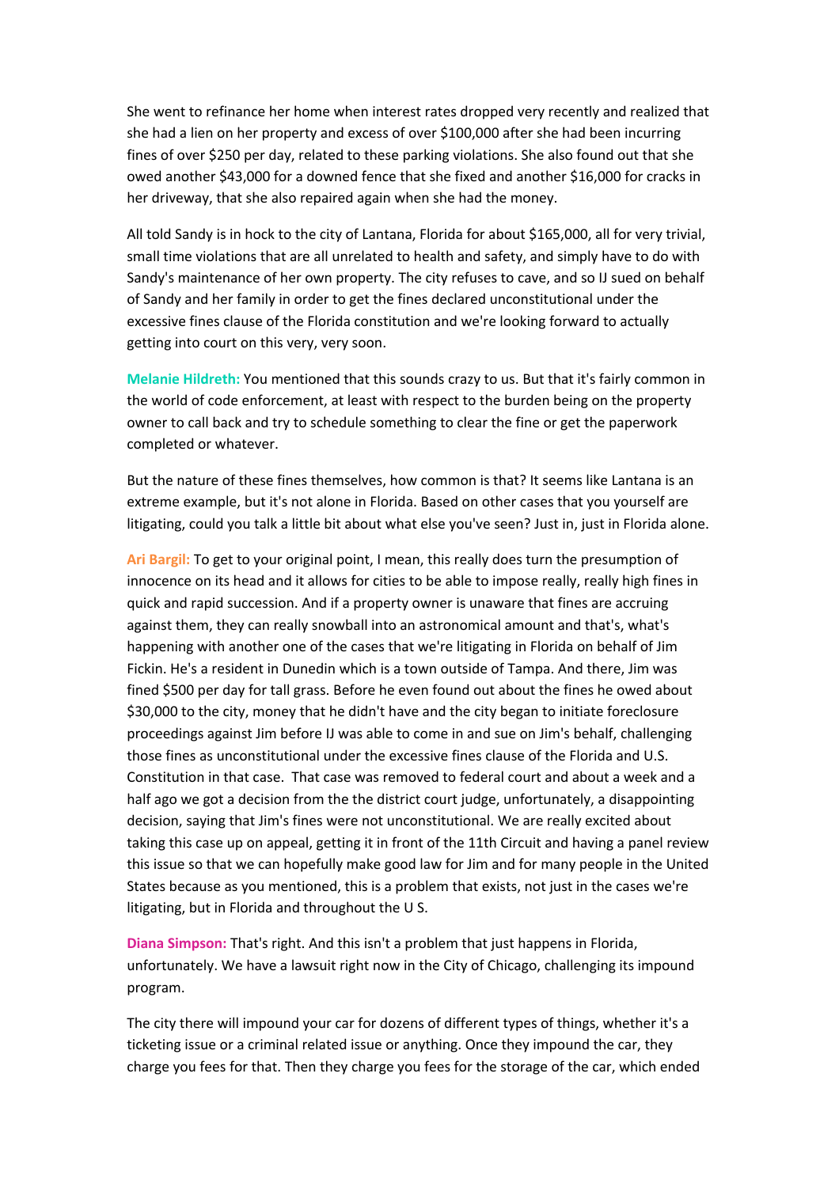She went to refinance her home when interest rates dropped very recently and realized that she had a lien on her property and excess of over $100,000 after she had been incurring fines of over $250 per day, related to these parking violations. She also found out that she owed another $43,000 for a downed fence that she fixed and another $16,000 for cracks in her driveway, that she also repaired again when she had the money.

All told Sandy is in hock to the city of Lantana, Florida for about $165,000, all for very trivial, small time violations that are all unrelated to health and safety, and simply have to do with Sandy's maintenance of her own property. The city refuses to cave, and so IJ sued on behalf of Sandy and her family in order to get the fines declared unconstitutional under the excessive fines clause of the Florida constitution and we're looking forward to actually getting into court on this very, very soon.

**Melanie Hildreth:** You mentioned that this sounds crazy to us. But that it's fairly common in the world of code enforcement, at least with respect to the burden being on the property owner to call back and try to schedule something to clear the fine or get the paperwork completed or whatever.

But the nature of these fines themselves, how common is that? It seems like Lantana is an extreme example, but it's not alone in Florida. Based on other cases that you yourself are litigating, could you talk a little bit about what else you've seen? Just in, just in Florida alone.

**Ari Bargil:** To get to your original point, I mean, this really does turn the presumption of innocence on its head and it allows for cities to be able to impose really, really high fines in quick and rapid succession. And if a property owner is unaware that fines are accruing against them, they can really snowball into an astronomical amount and that's, what's happening with another one of the cases that we're litigating in Florida on behalf of Jim Fickin. He's a resident in Dunedin which is a town outside of Tampa. And there, Jim was fined $500 per day for tall grass. Before he even found out about the fines he owed about $30,000 to the city, money that he didn't have and the city began to initiate foreclosure proceedings against Jim before IJ was able to come in and sue on Jim's behalf, challenging those fines as unconstitutional under the excessive fines clause of the Florida and U.S. Constitution in that case. That case was removed to federal court and about a week and a half ago we got a decision from the the district court judge, unfortunately, a disappointing decision, saying that Jim's fines were not unconstitutional. We are really excited about taking this case up on appeal, getting it in front of the 11th Circuit and having a panel review this issue so that we can hopefully make good law for Jim and for many people in the United States because as you mentioned, this is a problem that exists, not just in the cases we're litigating, but in Florida and throughout the U S.

**Diana Simpson:** That's right. And this isn't a problem that just happens in Florida, unfortunately. We have a lawsuit right now in the City of Chicago, challenging its impound program.

The city there will impound your car for dozens of different types of things, whether it's a ticketing issue or a criminal related issue or anything. Once they impound the car, they charge you fees for that. Then they charge you fees for the storage of the car, which ended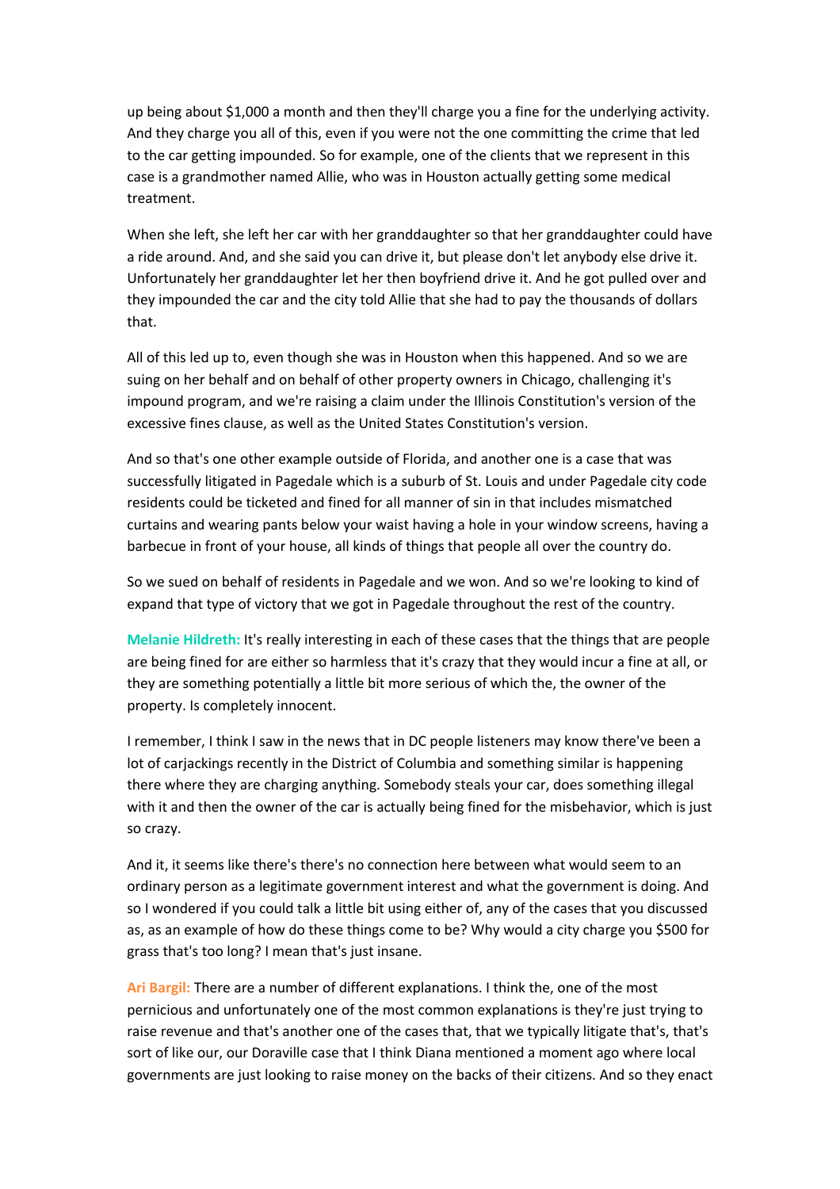up being about $1,000 a month and then they'll charge you a fine for the underlying activity. And they charge you all of this, even if you were not the one committing the crime that led to the car getting impounded. So for example, one of the clients that we represent in this case is a grandmother named Allie, who was in Houston actually getting some medical treatment.

When she left, she left her car with her granddaughter so that her granddaughter could have a ride around. And, and she said you can drive it, but please don't let anybody else drive it. Unfortunately her granddaughter let her then boyfriend drive it. And he got pulled over and they impounded the car and the city told Allie that she had to pay the thousands of dollars that.

All of this led up to, even though she was in Houston when this happened. And so we are suing on her behalf and on behalf of other property owners in Chicago, challenging it's impound program, and we're raising a claim under the Illinois Constitution's version of the excessive fines clause, as well as the United States Constitution's version.

And so that's one other example outside of Florida, and another one is a case that was successfully litigated in Pagedale which is a suburb of St. Louis and under Pagedale city code residents could be ticketed and fined for all manner of sin in that includes mismatched curtains and wearing pants below your waist having a hole in your window screens, having a barbecue in front of your house, all kinds of things that people all over the country do.

So we sued on behalf of residents in Pagedale and we won. And so we're looking to kind of expand that type of victory that we got in Pagedale throughout the rest of the country.

**Melanie Hildreth:** It's really interesting in each of these cases that the things that are people are being fined for are either so harmless that it's crazy that they would incur a fine at all, or they are something potentially a little bit more serious of which the, the owner of the property. Is completely innocent.

I remember, I think I saw in the news that in DC people listeners may know there've been a lot of carjackings recently in the District of Columbia and something similar is happening there where they are charging anything. Somebody steals your car, does something illegal with it and then the owner of the car is actually being fined for the misbehavior, which is just so crazy.

And it, it seems like there's there's no connection here between what would seem to an ordinary person as a legitimate government interest and what the government is doing. And so I wondered if you could talk a little bit using either of, any of the cases that you discussed as, as an example of how do these things come to be? Why would a city charge you $500 for grass that's too long? I mean that's just insane.

**Ari Bargil:** There are a number of different explanations. I think the, one of the most pernicious and unfortunately one of the most common explanations is they're just trying to raise revenue and that's another one of the cases that, that we typically litigate that's, that's sort of like our, our Doraville case that I think Diana mentioned a moment ago where local governments are just looking to raise money on the backs of their citizens. And so they enact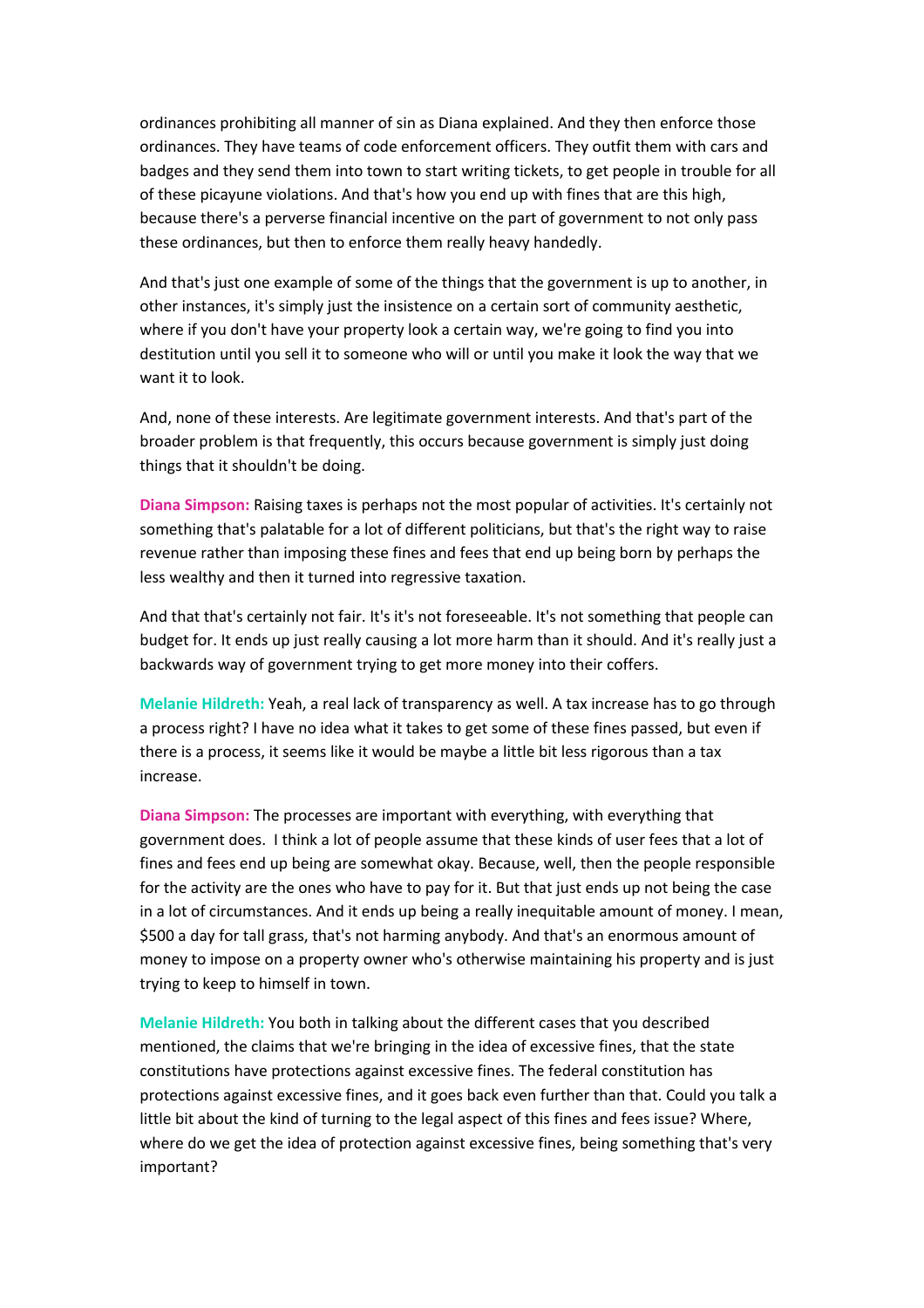ordinances prohibiting all manner of sin as Diana explained. And they then enforce those ordinances. They have teams of code enforcement officers. They outfit them with cars and badges and they send them into town to start writing tickets, to get people in trouble for all of these picayune violations. And that's how you end up with fines that are this high, because there's a perverse financial incentive on the part of government to not only pass these ordinances, but then to enforce them really heavy handedly.

And that's just one example of some of the things that the government is up to another, in other instances, it's simply just the insistence on a certain sort of community aesthetic, where if you don't have your property look a certain way, we're going to find you into destitution until you sell it to someone who will or until you make it look the way that we want it to look.

And, none of these interests. Are legitimate government interests. And that's part of the broader problem is that frequently, this occurs because government is simply just doing things that it shouldn't be doing.

**Diana Simpson:** Raising taxes is perhaps not the most popular of activities. It's certainly not something that's palatable for a lot of different politicians, but that's the right way to raise revenue rather than imposing these fines and fees that end up being born by perhaps the less wealthy and then it turned into regressive taxation.

And that that's certainly not fair. It's it's not foreseeable. It's not something that people can budget for. It ends up just really causing a lot more harm than it should. And it's really just a backwards way of government trying to get more money into their coffers.

**Melanie Hildreth:** Yeah, a real lack of transparency as well. A tax increase has to go through a process right? I have no idea what it takes to get some of these fines passed, but even if there is a process, it seems like it would be maybe a little bit less rigorous than a tax increase.

**Diana Simpson:** The processes are important with everything, with everything that government does. I think a lot of people assume that these kinds of user fees that a lot of fines and fees end up being are somewhat okay. Because, well, then the people responsible for the activity are the ones who have to pay for it. But that just ends up not being the case in a lot of circumstances. And it ends up being a really inequitable amount of money. I mean, $500 a day for tall grass, that's not harming anybody. And that's an enormous amount of money to impose on a property owner who's otherwise maintaining his property and is just trying to keep to himself in town.

**Melanie Hildreth:** You both in talking about the different cases that you described mentioned, the claims that we're bringing in the idea of excessive fines, that the state constitutions have protections against excessive fines. The federal constitution has protections against excessive fines, and it goes back even further than that. Could you talk a little bit about the kind of turning to the legal aspect of this fines and fees issue? Where, where do we get the idea of protection against excessive fines, being something that's very important?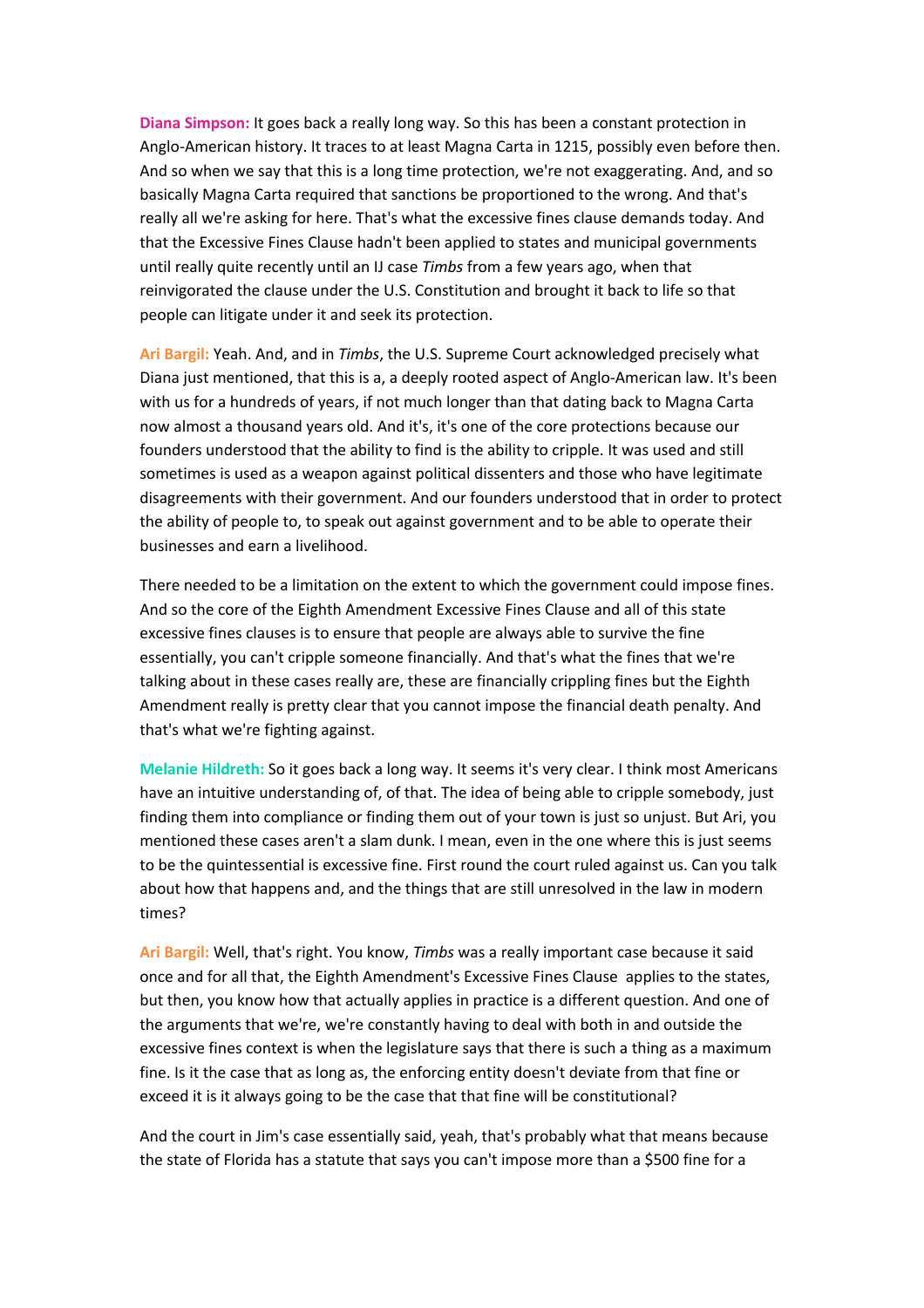**Diana Simpson:** It goes back a really long way. So this has been a constant protection in Anglo-American history. It traces to at least Magna Carta in 1215, possibly even before then. And so when we say that this is a long time protection, we're not exaggerating. And, and so basically Magna Carta required that sanctions be proportioned to the wrong. And that's really all we're asking for here. That's what the excessive fines clause demands today. And that the Excessive Fines Clause hadn't been applied to states and municipal governments until really quite recently until an IJ case *Timbs* from a few years ago, when that reinvigorated the clause under the U.S. Constitution and brought it back to life so that people can litigate under it and seek its protection.

**Ari Bargil:** Yeah. And, and in *Timbs*, the U.S. Supreme Court acknowledged precisely what Diana just mentioned, that this is a, a deeply rooted aspect of Anglo-American law. It's been with us for a hundreds of years, if not much longer than that dating back to Magna Carta now almost a thousand years old. And it's, it's one of the core protections because our founders understood that the ability to find is the ability to cripple. It was used and still sometimes is used as a weapon against political dissenters and those who have legitimate disagreements with their government. And our founders understood that in order to protect the ability of people to, to speak out against government and to be able to operate their businesses and earn a livelihood.

There needed to be a limitation on the extent to which the government could impose fines. And so the core of the Eighth Amendment Excessive Fines Clause and all of this state excessive fines clauses is to ensure that people are always able to survive the fine essentially, you can't cripple someone financially. And that's what the fines that we're talking about in these cases really are, these are financially crippling fines but the Eighth Amendment really is pretty clear that you cannot impose the financial death penalty. And that's what we're fighting against.

**Melanie Hildreth:** So it goes back a long way. It seems it's very clear. I think most Americans have an intuitive understanding of, of that. The idea of being able to cripple somebody, just finding them into compliance or finding them out of your town is just so unjust. But Ari, you mentioned these cases aren't a slam dunk. I mean, even in the one where this is just seems to be the quintessential is excessive fine. First round the court ruled against us. Can you talk about how that happens and, and the things that are still unresolved in the law in modern times?

**Ari Bargil:** Well, that's right. You know, *Timbs* was a really important case because it said once and for all that, the Eighth Amendment's Excessive Fines Clause applies to the states, but then, you know how that actually applies in practice is a different question. And one of the arguments that we're, we're constantly having to deal with both in and outside the excessive fines context is when the legislature says that there is such a thing as a maximum fine. Is it the case that as long as, the enforcing entity doesn't deviate from that fine or exceed it is it always going to be the case that that fine will be constitutional?

And the court in Jim's case essentially said, yeah, that's probably what that means because the state of Florida has a statute that says you can't impose more than a $500 fine for a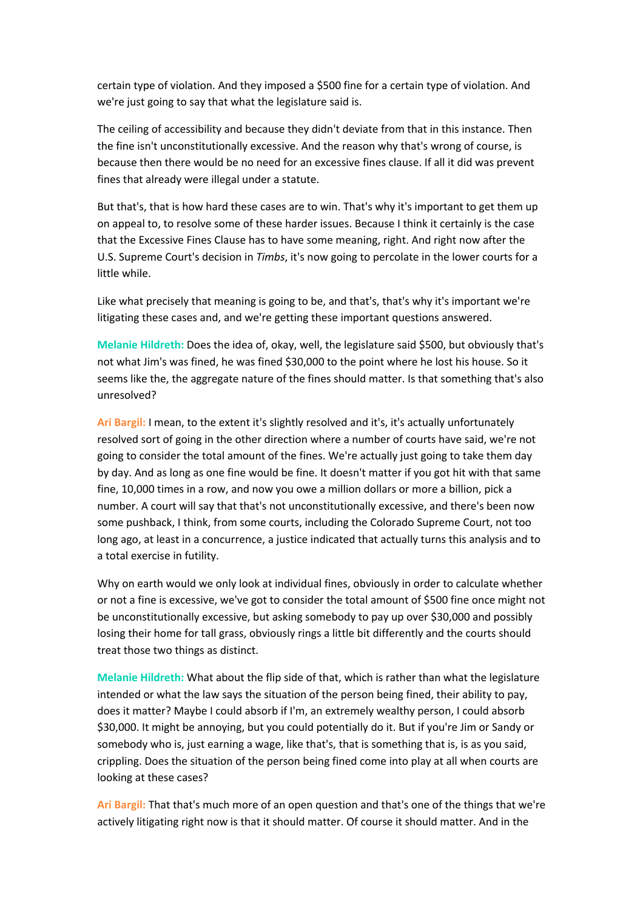certain type of violation. And they imposed a $500 fine for a certain type of violation. And we're just going to say that what the legislature said is.

The ceiling of accessibility and because they didn't deviate from that in this instance. Then the fine isn't unconstitutionally excessive. And the reason why that's wrong of course, is because then there would be no need for an excessive fines clause. If all it did was prevent fines that already were illegal under a statute.

But that's, that is how hard these cases are to win. That's why it's important to get them up on appeal to, to resolve some of these harder issues. Because I think it certainly is the case that the Excessive Fines Clause has to have some meaning, right. And right now after the U.S. Supreme Court's decision in *Timbs*, it's now going to percolate in the lower courts for a little while.

Like what precisely that meaning is going to be, and that's, that's why it's important we're litigating these cases and, and we're getting these important questions answered.

**Melanie Hildreth:** Does the idea of, okay, well, the legislature said $500, but obviously that's not what Jim's was fined, he was fined $30,000 to the point where he lost his house. So it seems like the, the aggregate nature of the fines should matter. Is that something that's also unresolved?

**Ari Bargil:** I mean, to the extent it's slightly resolved and it's, it's actually unfortunately resolved sort of going in the other direction where a number of courts have said, we're not going to consider the total amount of the fines. We're actually just going to take them day by day. And as long as one fine would be fine. It doesn't matter if you got hit with that same fine, 10,000 times in a row, and now you owe a million dollars or more a billion, pick a number. A court will say that that's not unconstitutionally excessive, and there's been now some pushback, I think, from some courts, including the Colorado Supreme Court, not too long ago, at least in a concurrence, a justice indicated that actually turns this analysis and to a total exercise in futility.

Why on earth would we only look at individual fines, obviously in order to calculate whether or not a fine is excessive, we've got to consider the total amount of $500 fine once might not be unconstitutionally excessive, but asking somebody to pay up over $30,000 and possibly losing their home for tall grass, obviously rings a little bit differently and the courts should treat those two things as distinct.

**Melanie Hildreth:** What about the flip side of that, which is rather than what the legislature intended or what the law says the situation of the person being fined, their ability to pay, does it matter? Maybe I could absorb if I'm, an extremely wealthy person, I could absorb $30,000. It might be annoying, but you could potentially do it. But if you're Jim or Sandy or somebody who is, just earning a wage, like that's, that is something that is, is as you said, crippling. Does the situation of the person being fined come into play at all when courts are looking at these cases?

**Ari Bargil:** That that's much more of an open question and that's one of the things that we're actively litigating right now is that it should matter. Of course it should matter. And in the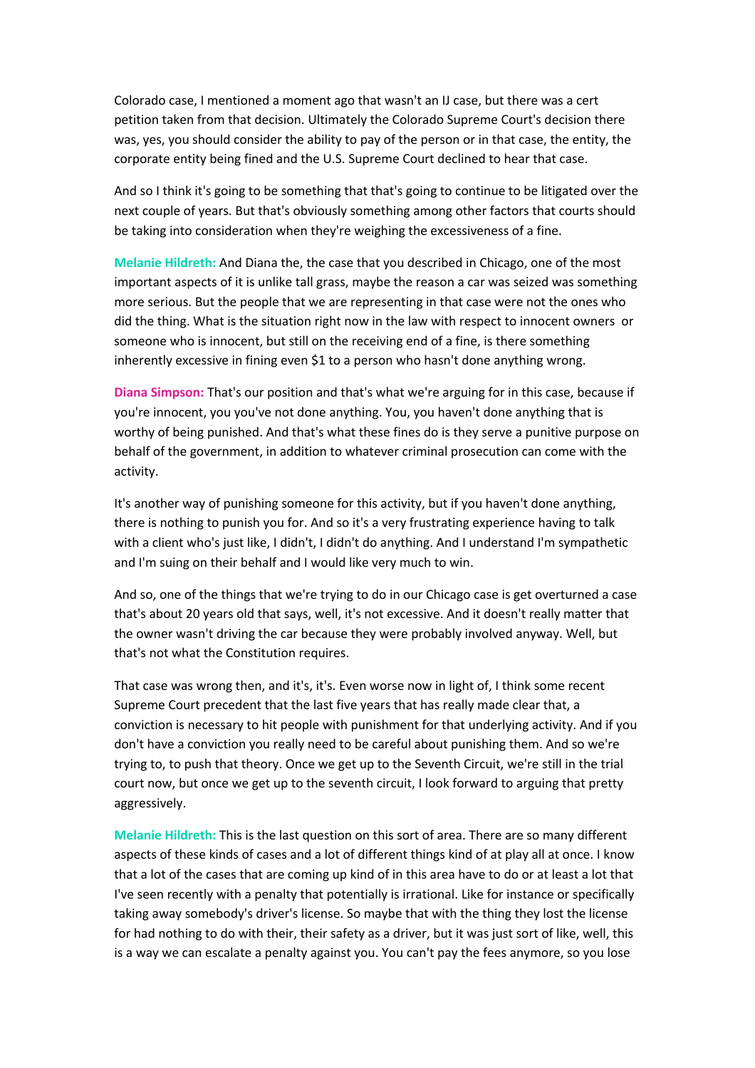Colorado case, I mentioned a moment ago that wasn't an IJ case, but there was a cert petition taken from that decision. Ultimately the Colorado Supreme Court's decision there was, yes, you should consider the ability to pay of the person or in that case, the entity, the corporate entity being fined and the U.S. Supreme Court declined to hear that case.

And so I think it's going to be something that that's going to continue to be litigated over the next couple of years. But that's obviously something among other factors that courts should be taking into consideration when they're weighing the excessiveness of a fine.

**Melanie Hildreth:** And Diana the, the case that you described in Chicago, one of the most important aspects of it is unlike tall grass, maybe the reason a car was seized was something more serious. But the people that we are representing in that case were not the ones who did the thing. What is the situation right now in the law with respect to innocent owners or someone who is innocent, but still on the receiving end of a fine, is there something inherently excessive in fining even $1 to a person who hasn't done anything wrong.

**Diana Simpson:** That's our position and that's what we're arguing for in this case, because if you're innocent, you you've not done anything. You, you haven't done anything that is worthy of being punished. And that's what these fines do is they serve a punitive purpose on behalf of the government, in addition to whatever criminal prosecution can come with the activity.

It's another way of punishing someone for this activity, but if you haven't done anything, there is nothing to punish you for. And so it's a very frustrating experience having to talk with a client who's just like, I didn't, I didn't do anything. And I understand I'm sympathetic and I'm suing on their behalf and I would like very much to win.

And so, one of the things that we're trying to do in our Chicago case is get overturned a case that's about 20 years old that says, well, it's not excessive. And it doesn't really matter that the owner wasn't driving the car because they were probably involved anyway. Well, but that's not what the Constitution requires.

That case was wrong then, and it's, it's. Even worse now in light of, I think some recent Supreme Court precedent that the last five years that has really made clear that, a conviction is necessary to hit people with punishment for that underlying activity. And if you don't have a conviction you really need to be careful about punishing them. And so we're trying to, to push that theory. Once we get up to the Seventh Circuit, we're still in the trial court now, but once we get up to the seventh circuit, I look forward to arguing that pretty aggressively.

**Melanie Hildreth:** This is the last question on this sort of area. There are so many different aspects of these kinds of cases and a lot of different things kind of at play all at once. I know that a lot of the cases that are coming up kind of in this area have to do or at least a lot that I've seen recently with a penalty that potentially is irrational. Like for instance or specifically taking away somebody's driver's license. So maybe that with the thing they lost the license for had nothing to do with their, their safety as a driver, but it was just sort of like, well, this is a way we can escalate a penalty against you. You can't pay the fees anymore, so you lose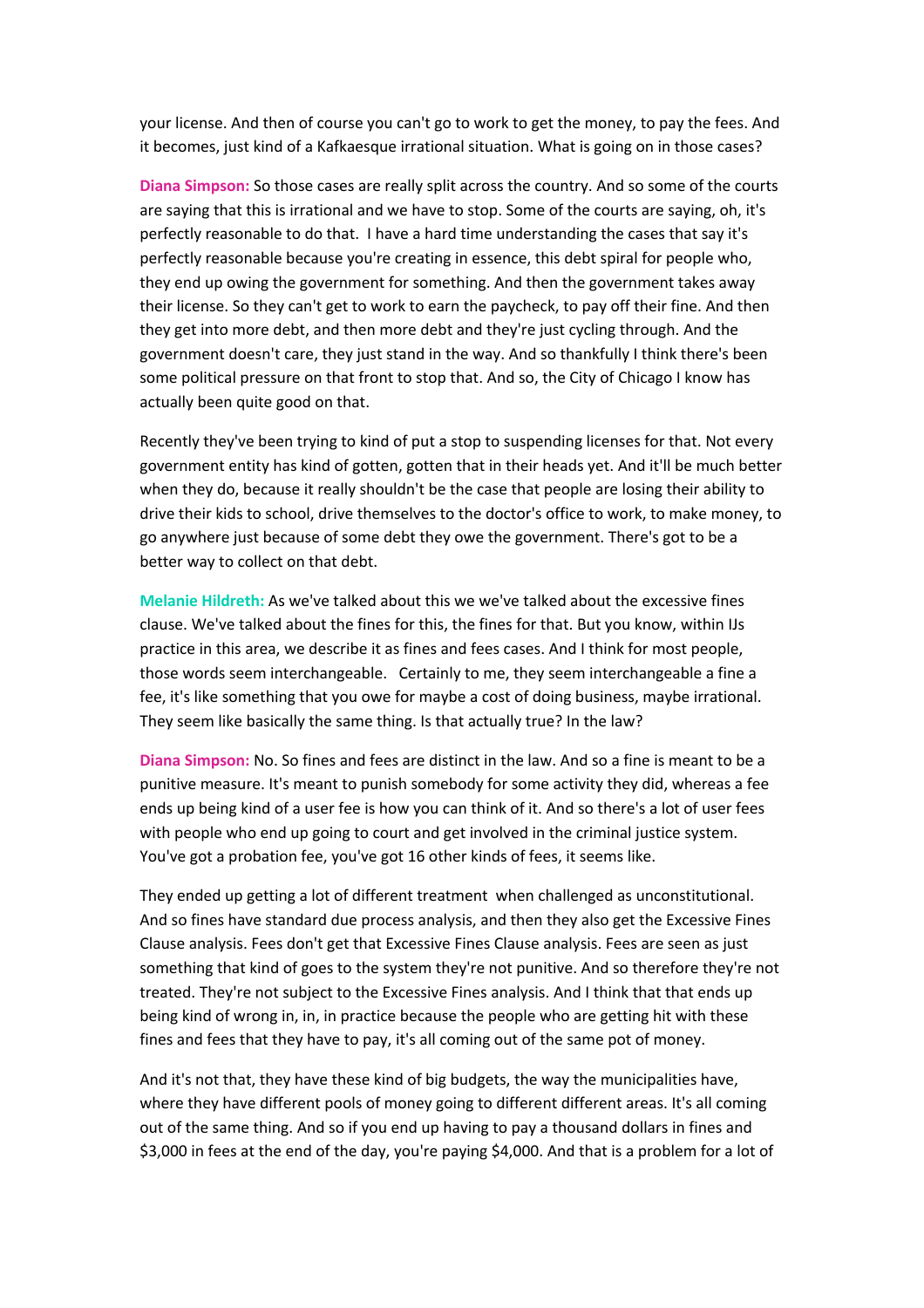your license. And then of course you can't go to work to get the money, to pay the fees. And it becomes, just kind of a Kafkaesque irrational situation. What is going on in those cases?

**Diana Simpson:** So those cases are really split across the country. And so some of the courts are saying that this is irrational and we have to stop. Some of the courts are saying, oh, it's perfectly reasonable to do that. I have a hard time understanding the cases that say it's perfectly reasonable because you're creating in essence, this debt spiral for people who, they end up owing the government for something. And then the government takes away their license. So they can't get to work to earn the paycheck, to pay off their fine. And then they get into more debt, and then more debt and they're just cycling through. And the government doesn't care, they just stand in the way. And so thankfully I think there's been some political pressure on that front to stop that. And so, the City of Chicago I know has actually been quite good on that.

Recently they've been trying to kind of put a stop to suspending licenses for that. Not every government entity has kind of gotten, gotten that in their heads yet. And it'll be much better when they do, because it really shouldn't be the case that people are losing their ability to drive their kids to school, drive themselves to the doctor's office to work, to make money, to go anywhere just because of some debt they owe the government. There's got to be a better way to collect on that debt.

**Melanie Hildreth:** As we've talked about this we we've talked about the excessive fines clause. We've talked about the fines for this, the fines for that. But you know, within IJs practice in this area, we describe it as fines and fees cases. And I think for most people, those words seem interchangeable. Certainly to me, they seem interchangeable a fine a fee, it's like something that you owe for maybe a cost of doing business, maybe irrational. They seem like basically the same thing. Is that actually true? In the law?

**Diana Simpson:** No. So fines and fees are distinct in the law. And so a fine is meant to be a punitive measure. It's meant to punish somebody for some activity they did, whereas a fee ends up being kind of a user fee is how you can think of it. And so there's a lot of user fees with people who end up going to court and get involved in the criminal justice system. You've got a probation fee, you've got 16 other kinds of fees, it seems like.

They ended up getting a lot of different treatment when challenged as unconstitutional. And so fines have standard due process analysis, and then they also get the Excessive Fines Clause analysis. Fees don't get that Excessive Fines Clause analysis. Fees are seen as just something that kind of goes to the system they're not punitive. And so therefore they're not treated. They're not subject to the Excessive Fines analysis. And I think that that ends up being kind of wrong in, in, in practice because the people who are getting hit with these fines and fees that they have to pay, it's all coming out of the same pot of money.

And it's not that, they have these kind of big budgets, the way the municipalities have, where they have different pools of money going to different different areas. It's all coming out of the same thing. And so if you end up having to pay a thousand dollars in fines and $3,000 in fees at the end of the day, you're paying $4,000. And that is a problem for a lot of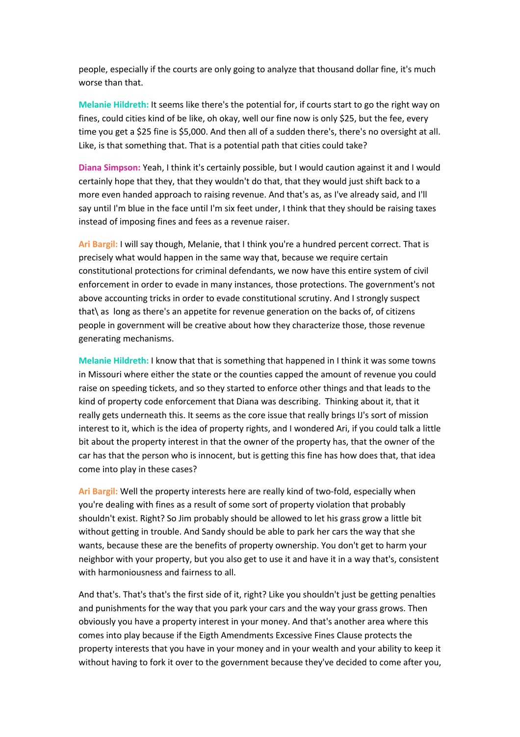people, especially if the courts are only going to analyze that thousand dollar fine, it's much worse than that.

**Melanie Hildreth:** It seems like there's the potential for, if courts start to go the right way on fines, could cities kind of be like, oh okay, well our fine now is only $25, but the fee, every time you get a $25 fine is $5,000. And then all of a sudden there's, there's no oversight at all. Like, is that something that. That is a potential path that cities could take?

**Diana Simpson:** Yeah, I think it's certainly possible, but I would caution against it and I would certainly hope that they, that they wouldn't do that, that they would just shift back to a more even handed approach to raising revenue. And that's as, as I've already said, and I'll say until I'm blue in the face until I'm six feet under, I think that they should be raising taxes instead of imposing fines and fees as a revenue raiser.

**Ari Bargil:** I will say though, Melanie, that I think you're a hundred percent correct. That is precisely what would happen in the same way that, because we require certain constitutional protections for criminal defendants, we now have this entire system of civil enforcement in order to evade in many instances, those protections. The government's not above accounting tricks in order to evade constitutional scrutiny. And I strongly suspect that\ as long as there's an appetite for revenue generation on the backs of, of citizens people in government will be creative about how they characterize those, those revenue generating mechanisms.

**Melanie Hildreth:** I know that that is something that happened in I think it was some towns in Missouri where either the state or the counties capped the amount of revenue you could raise on speeding tickets, and so they started to enforce other things and that leads to the kind of property code enforcement that Diana was describing. Thinking about it, that it really gets underneath this. It seems as the core issue that really brings IJ's sort of mission interest to it, which is the idea of property rights, and I wondered Ari, if you could talk a little bit about the property interest in that the owner of the property has, that the owner of the car has that the person who is innocent, but is getting this fine has how does that, that idea come into play in these cases?

**Ari Bargil:** Well the property interests here are really kind of two-fold, especially when you're dealing with fines as a result of some sort of property violation that probably shouldn't exist. Right? So Jim probably should be allowed to let his grass grow a little bit without getting in trouble. And Sandy should be able to park her cars the way that she wants, because these are the benefits of property ownership. You don't get to harm your neighbor with your property, but you also get to use it and have it in a way that's, consistent with harmoniousness and fairness to all.

And that's. That's that's the first side of it, right? Like you shouldn't just be getting penalties and punishments for the way that you park your cars and the way your grass grows. Then obviously you have a property interest in your money. And that's another area where this comes into play because if the Eigth Amendments Excessive Fines Clause protects the property interests that you have in your money and in your wealth and your ability to keep it without having to fork it over to the government because they've decided to come after you,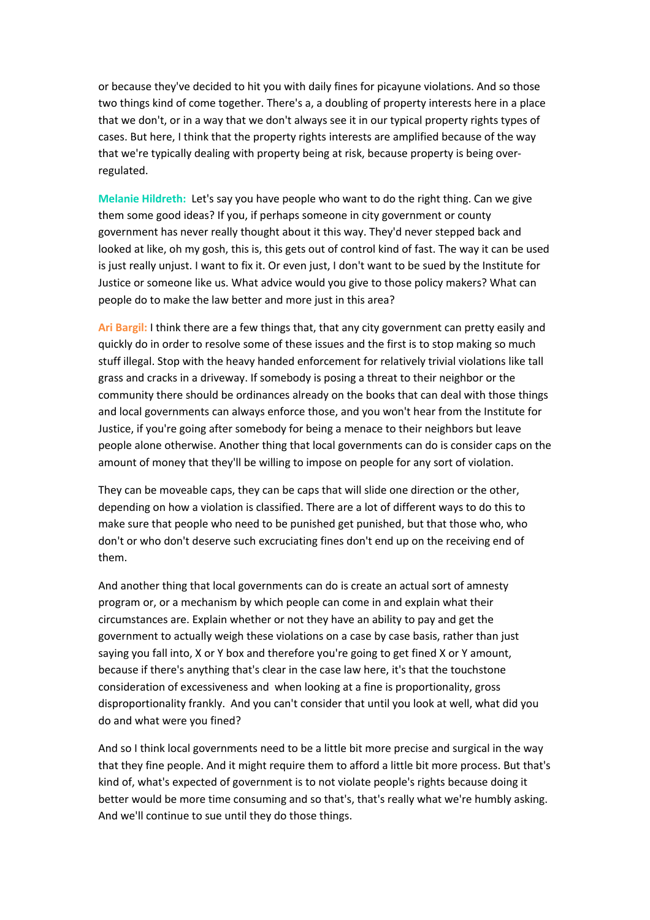or because they've decided to hit you with daily fines for picayune violations. And so those two things kind of come together. There's a, a doubling of property interests here in a place that we don't, or in a way that we don't always see it in our typical property rights types of cases. But here, I think that the property rights interests are amplified because of the way that we're typically dealing with property being at risk, because property is being over-regulated.

**Melanie Hildreth:** Let's say you have people who want to do the right thing. Can we give them some good ideas? If you, if perhaps someone in city government or county government has never really thought about it this way. They'd never stepped back and looked at like, oh my gosh, this is, this gets out of control kind of fast. The way it can be used is just really unjust. I want to fix it. Or even just, I don't want to be sued by the Institute for Justice or someone like us. What advice would you give to those policy makers? What can people do to make the law better and more just in this area?

**Ari Bargil:** I think there are a few things that, that any city government can pretty easily and quickly do in order to resolve some of these issues and the first is to stop making so much stuff illegal. Stop with the heavy handed enforcement for relatively trivial violations like tall grass and cracks in a driveway. If somebody is posing a threat to their neighbor or the community there should be ordinances already on the books that can deal with those things and local governments can always enforce those, and you won't hear from the Institute for Justice, if you're going after somebody for being a menace to their neighbors but leave people alone otherwise. Another thing that local governments can do is consider caps on the amount of money that they'll be willing to impose on people for any sort of violation.

They can be moveable caps, they can be caps that will slide one direction or the other, depending on how a violation is classified. There are a lot of different ways to do this to make sure that people who need to be punished get punished, but that those who, who don't or who don't deserve such excruciating fines don't end up on the receiving end of them.

And another thing that local governments can do is create an actual sort of amnesty program or, or a mechanism by which people can come in and explain what their circumstances are. Explain whether or not they have an ability to pay and get the government to actually weigh these violations on a case by case basis, rather than just saying you fall into, X or Y box and therefore you're going to get fined X or Y amount, because if there's anything that's clear in the case law here, it's that the touchstone consideration of excessiveness and when looking at a fine is proportionality, gross disproportionality frankly. And you can't consider that until you look at well, what did you do and what were you fined?

And so I think local governments need to be a little bit more precise and surgical in the way that they fine people. And it might require them to afford a little bit more process. But that's kind of, what's expected of government is to not violate people's rights because doing it better would be more time consuming and so that's, that's really what we're humbly asking. And we'll continue to sue until they do those things.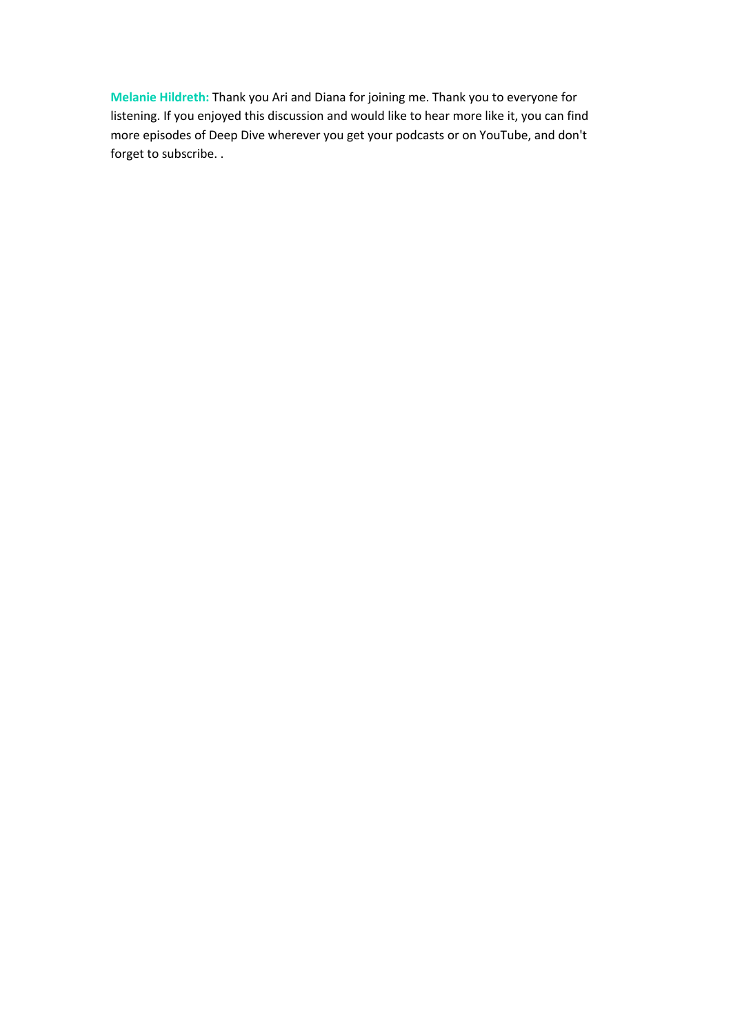**Melanie Hildreth:** Thank you Ari and Diana for joining me. Thank you to everyone for listening. If you enjoyed this discussion and would like to hear more like it, you can find more episodes of Deep Dive wherever you get your podcasts or on YouTube, and don't forget to subscribe. .